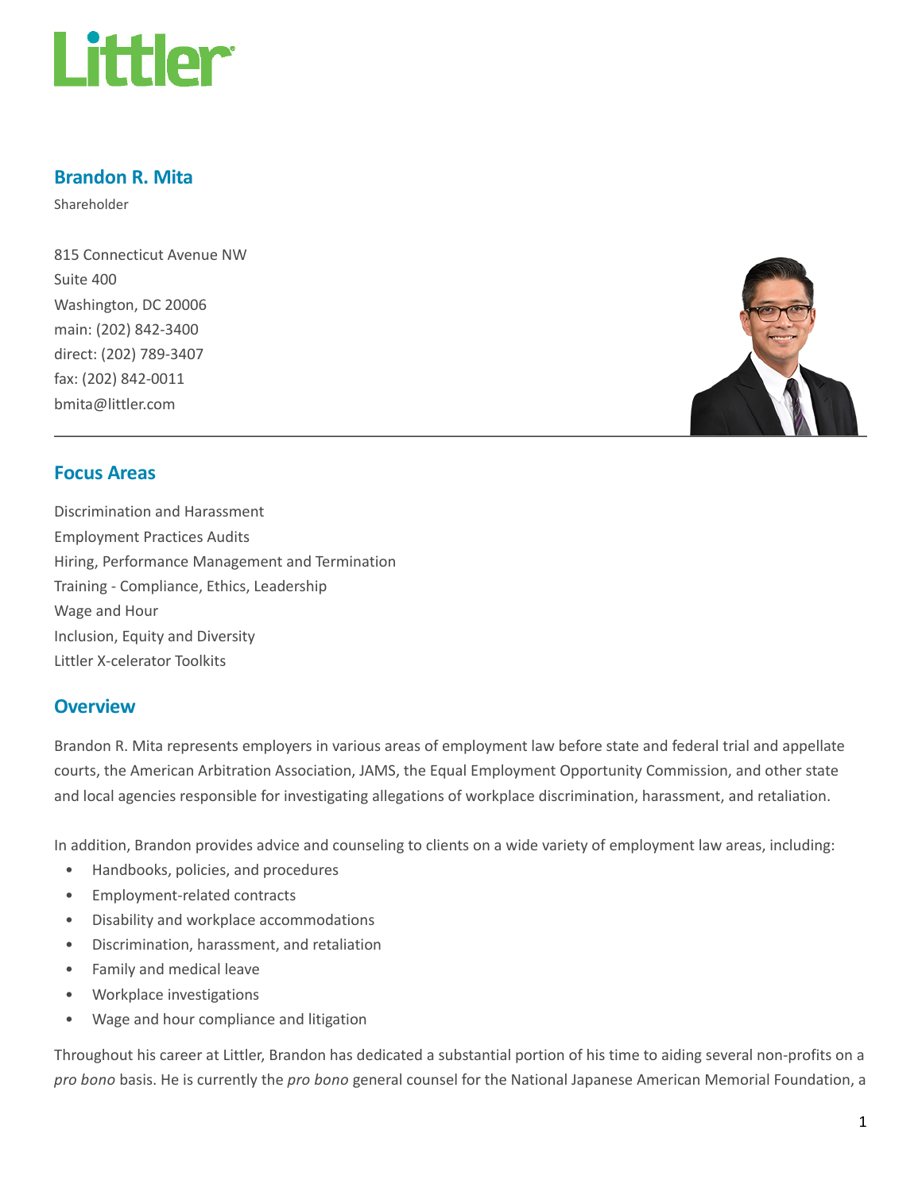# Brandon R. Mita

Shareholder

815 Connecticut Avenue NW
Suite 400
Washington, DC 20006
main: (202) 842-3400
direct: (202) 789-3407
fax: (202) 842-0011
bmita@littler.com

## Focus Areas

Discrimination and Harassment
Employment Practices Audits
Hiring, Performance Management and Termination
Training - Compliance, Ethics, Leadership
Wage and Hour
Inclusion, Equity and Diversity
Littler X-celerator Toolkits

## Overview

Brandon R. Mita represents employers in various areas of employment law before state and federal trial and appellate courts, the American Arbitration Association, JAMS, the Equal Employment Opportunity Commission, and other state and local agencies responsible for investigating allegations of workplace discrimination, harassment, and retaliation.

In addition, Brandon provides advice and counseling to clients on a wide variety of employment law areas, including:

- Handbooks, policies, and procedures
- Employment-related contracts
- Disability and workplace accommodations
- Discrimination, harassment, and retaliation
- Family and medical leave
- Workplace investigations
- Wage and hour compliance and litigation

Throughout his career at Littler, Brandon has dedicated a substantial portion of his time to aiding several non-profits on a *pro bono* basis. He is currently the *pro bono* general counsel for the National Japanese American Memorial Foundation, a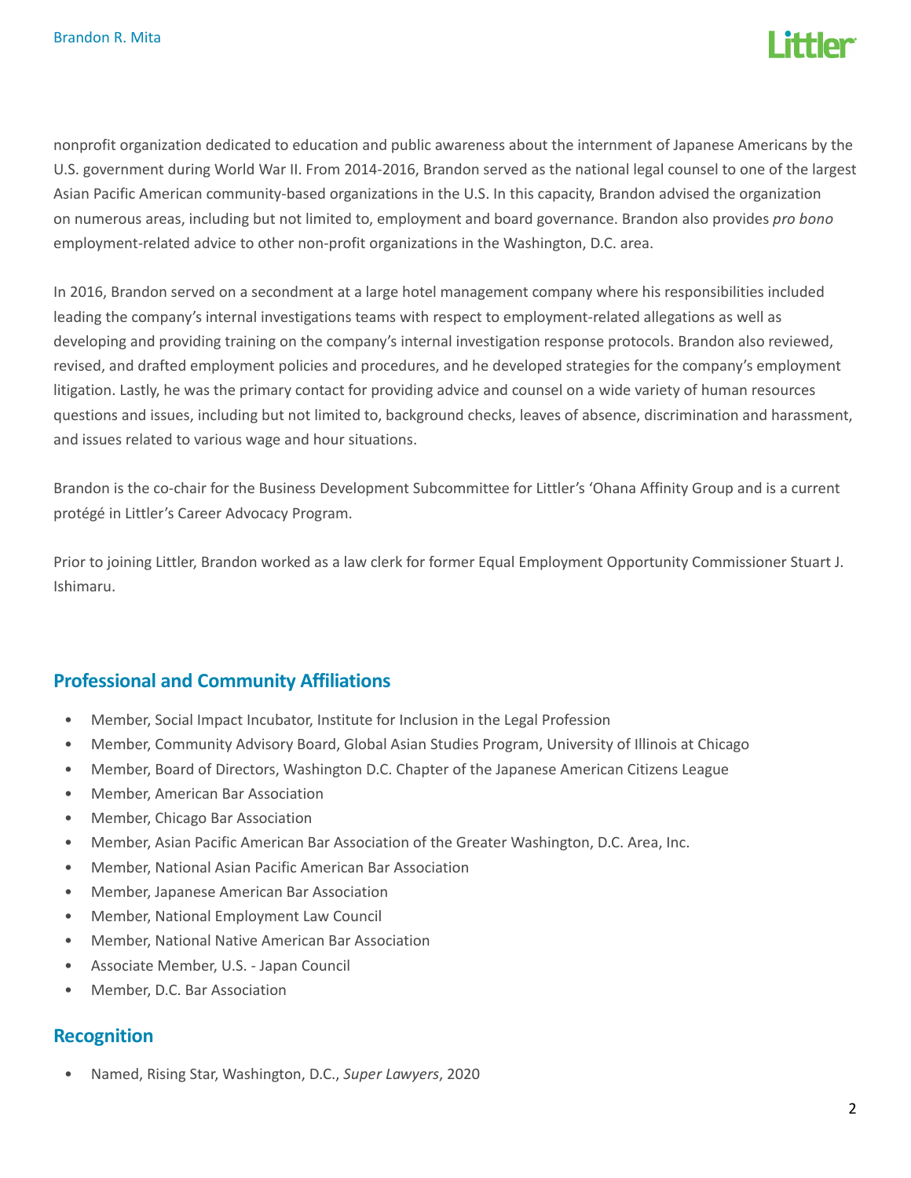nonprofit organization dedicated to education and public awareness about the internment of Japanese Americans by the U.S. government during World War II. From 2014-2016, Brandon served as the national legal counsel to one of the largest Asian Pacific American community-based organizations in the U.S. In this capacity, Brandon advised the organization on numerous areas, including but not limited to, employment and board governance. Brandon also provides *pro bono* employment-related advice to other non-profit organizations in the Washington, D.C. area.

In 2016, Brandon served on a secondment at a large hotel management company where his responsibilities included leading the company's internal investigations teams with respect to employment-related allegations as well as developing and providing training on the company's internal investigation response protocols. Brandon also reviewed, revised, and drafted employment policies and procedures, and he developed strategies for the company's employment litigation. Lastly, he was the primary contact for providing advice and counsel on a wide variety of human resources questions and issues, including but not limited to, background checks, leaves of absence, discrimination and harassment, and issues related to various wage and hour situations.

Brandon is the co-chair for the Business Development Subcommittee for Littler's 'Ohana Affinity Group and is a current protégé in Littler's Career Advocacy Program.

Prior to joining Littler, Brandon worked as a law clerk for former Equal Employment Opportunity Commissioner Stuart J. Ishimaru.

## Professional and Community Affiliations

- Member, Social Impact Incubator, Institute for Inclusion in the Legal Profession
- Member, Community Advisory Board, Global Asian Studies Program, University of Illinois at Chicago
- Member, Board of Directors, Washington D.C. Chapter of the Japanese American Citizens League
- Member, American Bar Association
- Member, Chicago Bar Association
- Member, Asian Pacific American Bar Association of the Greater Washington, D.C. Area, Inc.
- Member, National Asian Pacific American Bar Association
- Member, Japanese American Bar Association
- Member, National Employment Law Council
- Member, National Native American Bar Association
- Associate Member, U.S. - Japan Council
- Member, D.C. Bar Association

## Recognition

- Named, Rising Star, Washington, D.C., *Super Lawyers*, 2020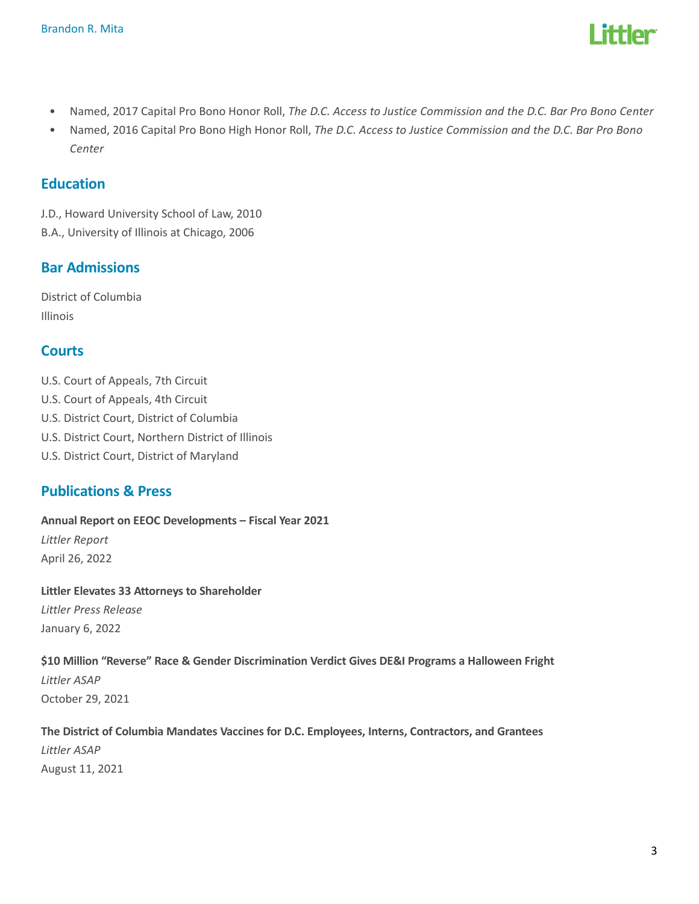- Named, 2017 Capital Pro Bono Honor Roll, *The D.C. Access to Justice Commission and the D.C. Bar Pro Bono Center*
- Named, 2016 Capital Pro Bono High Honor Roll, *The D.C. Access to Justice Commission and the D.C. Bar Pro Bono Center*

## Education

J.D., Howard University School of Law, 2010
B.A., University of Illinois at Chicago, 2006

## Bar Admissions

District of Columbia
Illinois

## Courts

U.S. Court of Appeals, 7th Circuit
U.S. Court of Appeals, 4th Circuit
U.S. District Court, District of Columbia
U.S. District Court, Northern District of Illinois
U.S. District Court, District of Maryland

## Publications & Press

**Annual Report on EEOC Developments – Fiscal Year 2021**
*Littler Report*
April 26, 2022

**Littler Elevates 33 Attorneys to Shareholder**
*Littler Press Release*
January 6, 2022

**$10 Million "Reverse" Race & Gender Discrimination Verdict Gives DE&I Programs a Halloween Fright**
*Littler ASAP*
October 29, 2021

**The District of Columbia Mandates Vaccines for D.C. Employees, Interns, Contractors, and Grantees**
*Littler ASAP*
August 11, 2021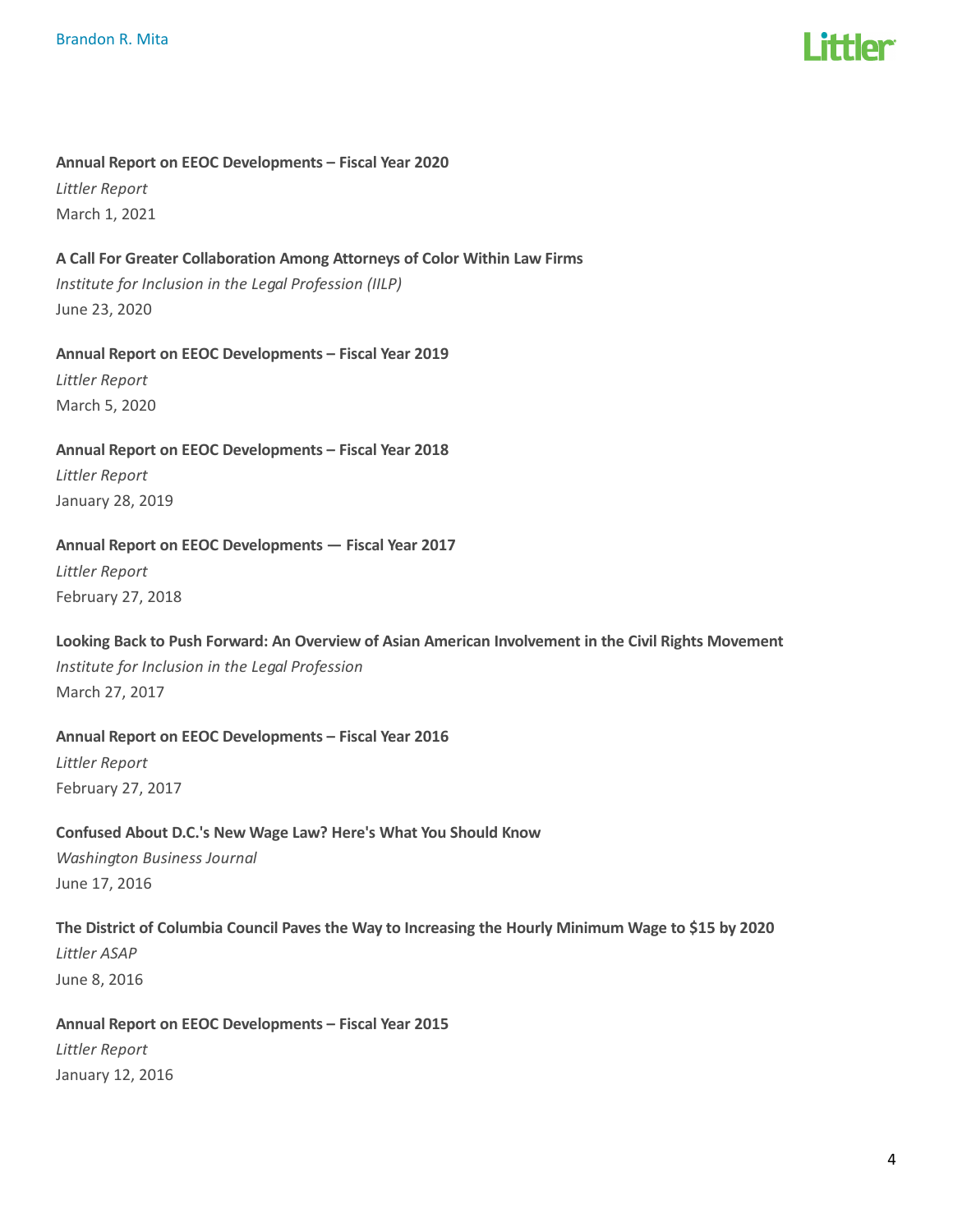**Annual Report on EEOC Developments – Fiscal Year 2020**
*Littler Report*
March 1, 2021

**A Call For Greater Collaboration Among Attorneys of Color Within Law Firms**
*Institute for Inclusion in the Legal Profession (IILP)*
June 23, 2020

**Annual Report on EEOC Developments – Fiscal Year 2019**
*Littler Report*
March 5, 2020

**Annual Report on EEOC Developments – Fiscal Year 2018**
*Littler Report*
January 28, 2019

**Annual Report on EEOC Developments — Fiscal Year 2017**
*Littler Report*
February 27, 2018

**Looking Back to Push Forward: An Overview of Asian American Involvement in the Civil Rights Movement**
*Institute for Inclusion in the Legal Profession*
March 27, 2017

**Annual Report on EEOC Developments – Fiscal Year 2016**
*Littler Report*
February 27, 2017

**Confused About D.C.'s New Wage Law? Here's What You Should Know**
*Washington Business Journal*
June 17, 2016

**The District of Columbia Council Paves the Way to Increasing the Hourly Minimum Wage to $15 by 2020**
*Littler ASAP*
June 8, 2016

**Annual Report on EEOC Developments – Fiscal Year 2015**
*Littler Report*
January 12, 2016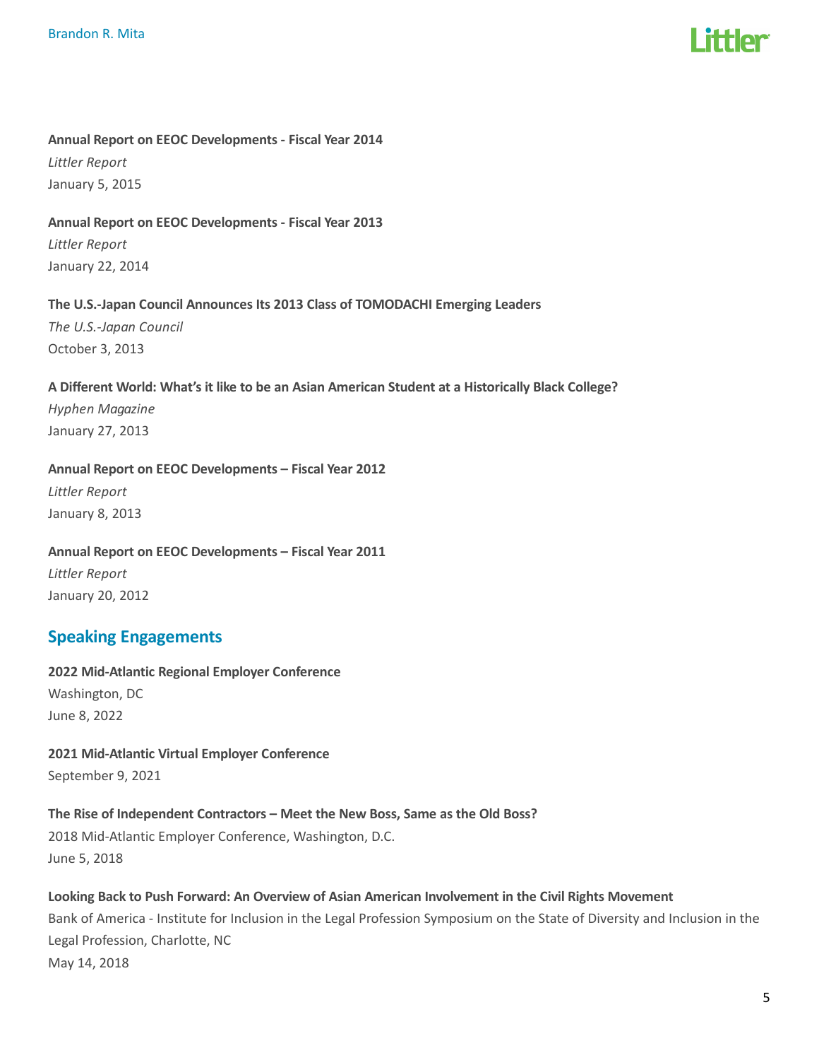**Annual Report on EEOC Developments - Fiscal Year 2014**

*Littler Report*

January 5, 2015

**Annual Report on EEOC Developments - Fiscal Year 2013**

*Littler Report*

January 22, 2014

**The U.S.-Japan Council Announces Its 2013 Class of TOMODACHI Emerging Leaders**

*The U.S.-Japan Council*

October 3, 2013

**A Different World: What's it like to be an Asian American Student at a Historically Black College?**

*Hyphen Magazine*

January 27, 2013

**Annual Report on EEOC Developments – Fiscal Year 2012**

*Littler Report*

January 8, 2013

**Annual Report on EEOC Developments – Fiscal Year 2011**

*Littler Report*

January 20, 2012

## Speaking Engagements

**2022 Mid-Atlantic Regional Employer Conference**

Washington, DC

June 8, 2022

**2021 Mid-Atlantic Virtual Employer Conference**

September 9, 2021

**The Rise of Independent Contractors – Meet the New Boss, Same as the Old Boss?**

2018 Mid-Atlantic Employer Conference, Washington, D.C.

June 5, 2018

**Looking Back to Push Forward: An Overview of Asian American Involvement in the Civil Rights Movement**

Bank of America - Institute for Inclusion in the Legal Profession Symposium on the State of Diversity and Inclusion in the Legal Profession, Charlotte, NC

May 14, 2018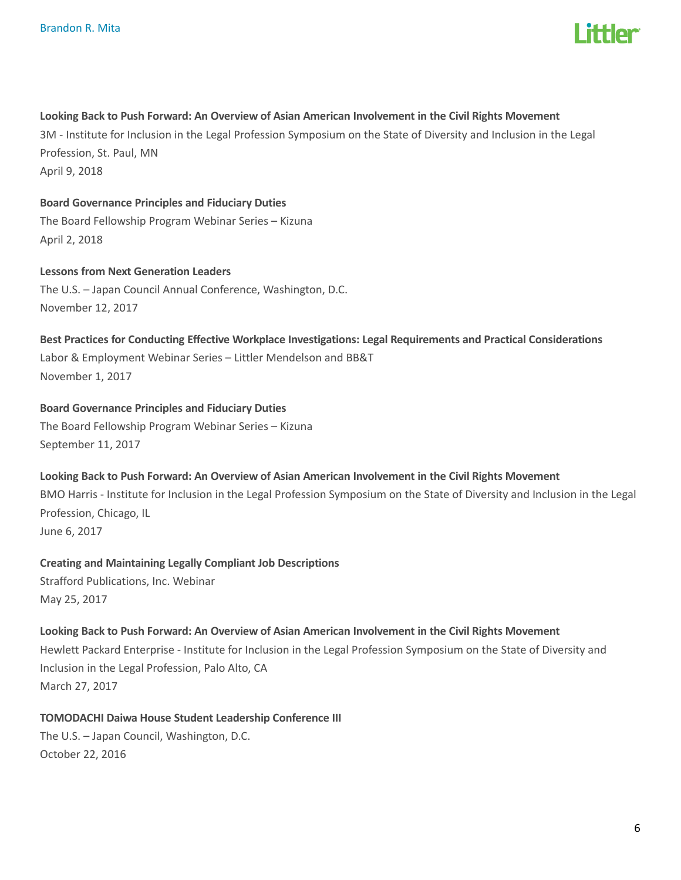**Looking Back to Push Forward: An Overview of Asian American Involvement in the Civil Rights Movement**
3M - Institute for Inclusion in the Legal Profession Symposium on the State of Diversity and Inclusion in the Legal Profession, St. Paul, MN
April 9, 2018

**Board Governance Principles and Fiduciary Duties**
The Board Fellowship Program Webinar Series – Kizuna
April 2, 2018

**Lessons from Next Generation Leaders**
The U.S. – Japan Council Annual Conference, Washington, D.C.
November 12, 2017

**Best Practices for Conducting Effective Workplace Investigations: Legal Requirements and Practical Considerations**
Labor & Employment Webinar Series – Littler Mendelson and BB&T
November 1, 2017

**Board Governance Principles and Fiduciary Duties**
The Board Fellowship Program Webinar Series – Kizuna
September 11, 2017

**Looking Back to Push Forward: An Overview of Asian American Involvement in the Civil Rights Movement**
BMO Harris - Institute for Inclusion in the Legal Profession Symposium on the State of Diversity and Inclusion in the Legal Profession, Chicago, IL
June 6, 2017

**Creating and Maintaining Legally Compliant Job Descriptions**
Strafford Publications, Inc. Webinar
May 25, 2017

**Looking Back to Push Forward: An Overview of Asian American Involvement in the Civil Rights Movement**
Hewlett Packard Enterprise - Institute for Inclusion in the Legal Profession Symposium on the State of Diversity and Inclusion in the Legal Profession, Palo Alto, CA
March 27, 2017

**TOMODACHI Daiwa House Student Leadership Conference III**
The U.S. – Japan Council, Washington, D.C.
October 22, 2016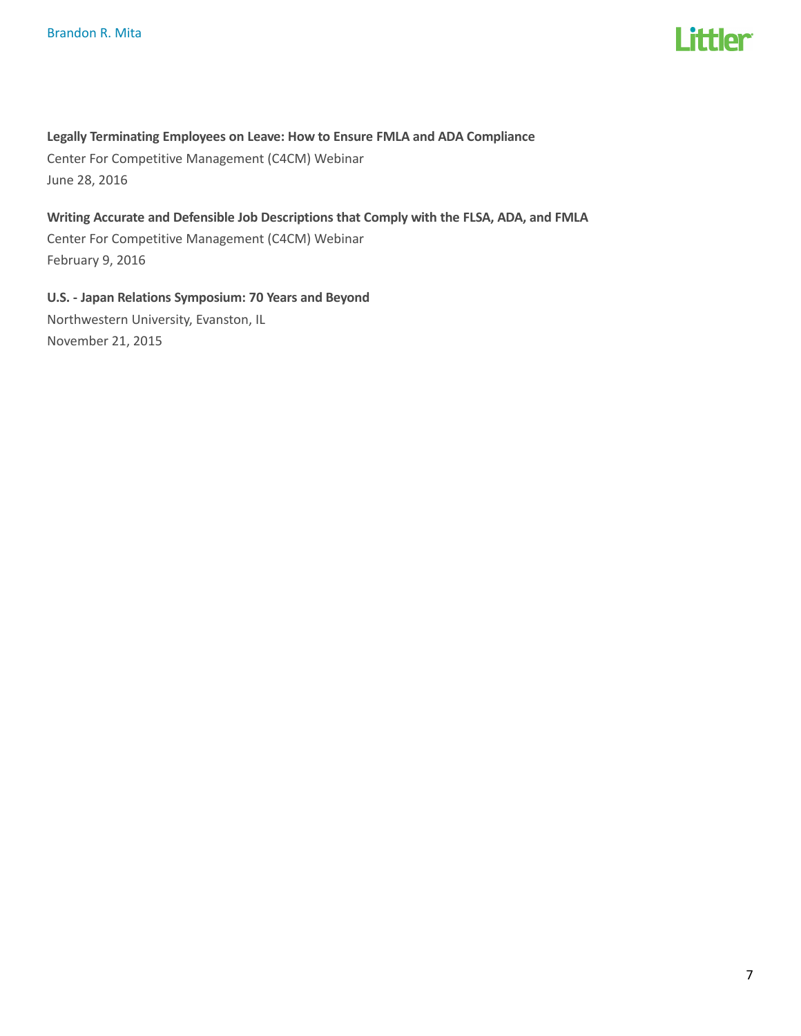**Legally Terminating Employees on Leave: How to Ensure FMLA and ADA Compliance**
Center For Competitive Management (C4CM) Webinar
June 28, 2016

**Writing Accurate and Defensible Job Descriptions that Comply with the FLSA, ADA, and FMLA**
Center For Competitive Management (C4CM) Webinar
February 9, 2016

**U.S. - Japan Relations Symposium: 70 Years and Beyond**
Northwestern University, Evanston, IL
November 21, 2015